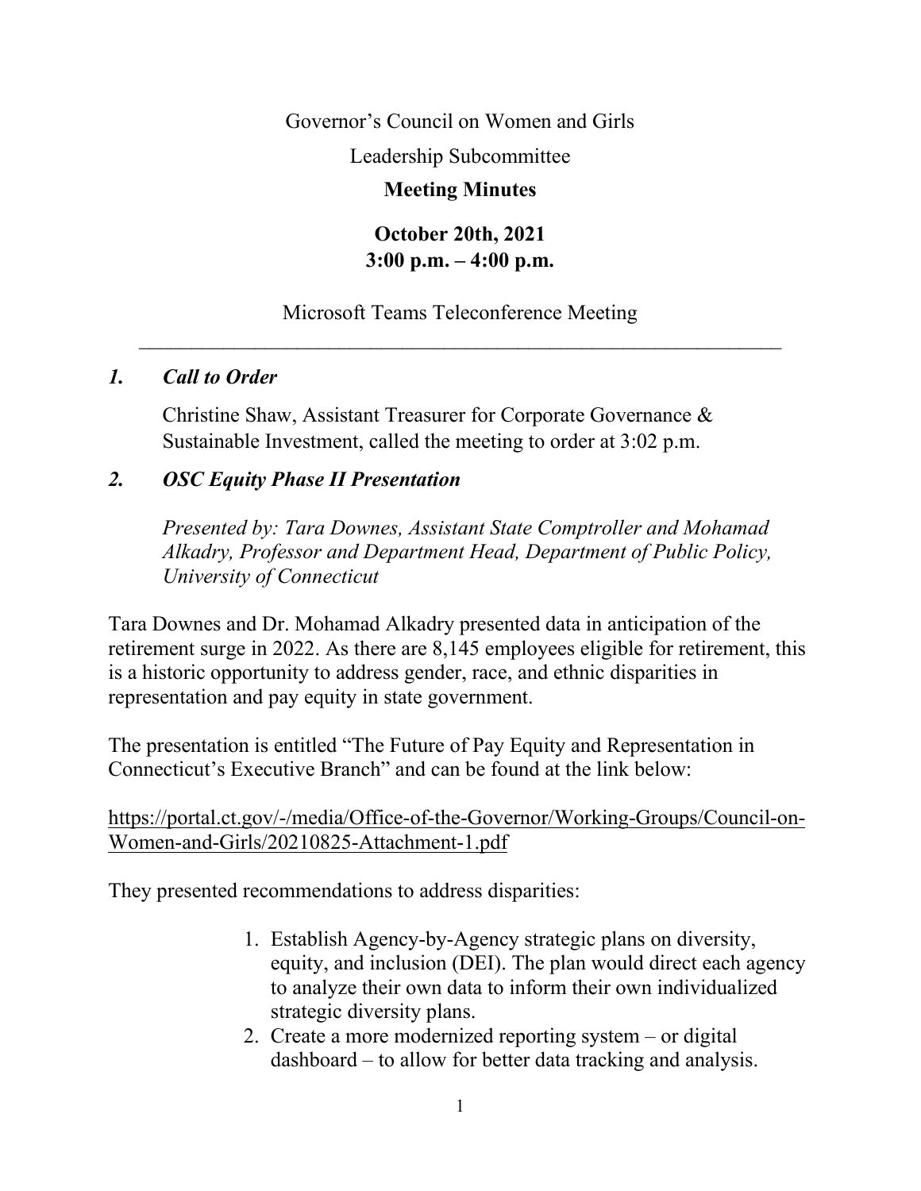Governor's Council on Women and Girls

Leadership Subcommittee

**Meeting Minutes**

**October 20th, 2021**
**3:00 p.m. – 4:00 p.m.**

Microsoft Teams Teleconference Meeting

---

## *1. Call to Order*

Christine Shaw, Assistant Treasurer for Corporate Governance & Sustainable Investment, called the meeting to order at 3:02 p.m.

## *2. OSC Equity Phase II Presentation*

*Presented by: Tara Downes, Assistant State Comptroller and Mohamad Alkadry, Professor and Department Head, Department of Public Policy, University of Connecticut*

Tara Downes and Dr. Mohamad Alkadry presented data in anticipation of the retirement surge in 2022. As there are 8,145 employees eligible for retirement, this is a historic opportunity to address gender, race, and ethnic disparities in representation and pay equity in state government.

The presentation is entitled "The Future of Pay Equity and Representation in Connecticut's Executive Branch" and can be found at the link below:

https://portal.ct.gov/-/media/Office-of-the-Governor/Working-Groups/Council-on-Women-and-Girls/20210825-Attachment-1.pdf

They presented recommendations to address disparities:

1. Establish Agency-by-Agency strategic plans on diversity, equity, and inclusion (DEI). The plan would direct each agency to analyze their own data to inform their own individualized strategic diversity plans.
2. Create a more modernized reporting system – or digital dashboard – to allow for better data tracking and analysis.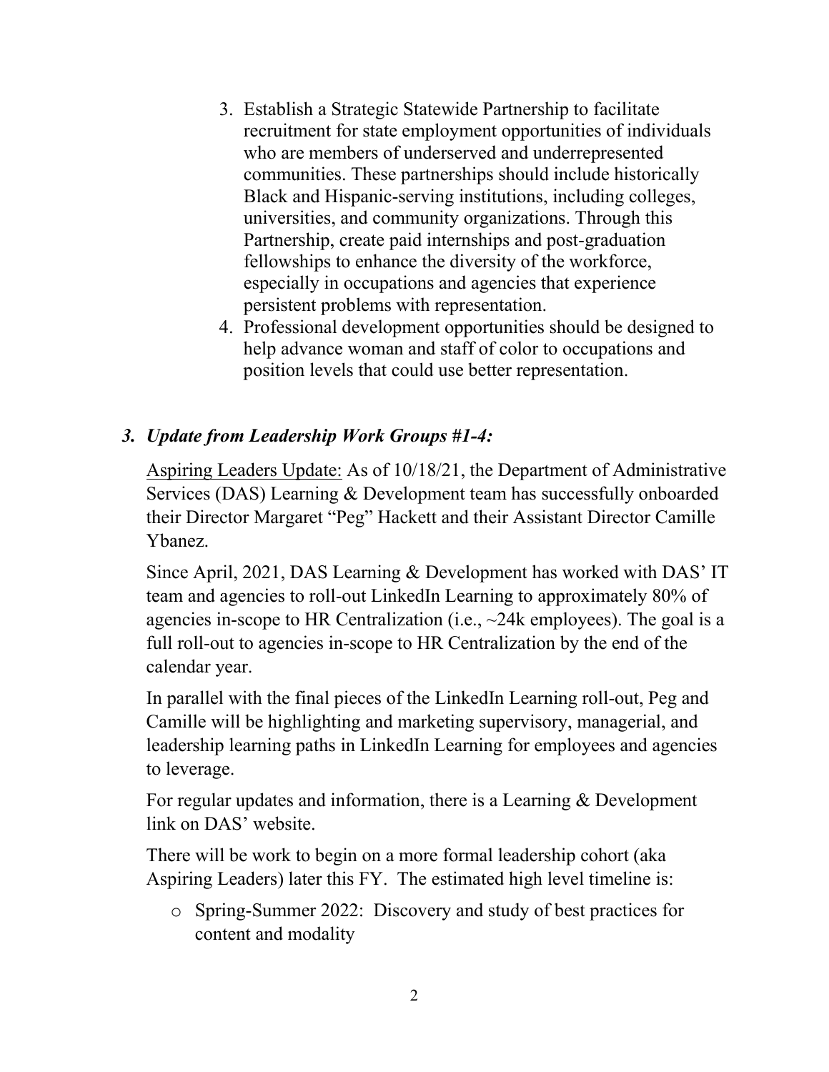3. Establish a Strategic Statewide Partnership to facilitate recruitment for state employment opportunities of individuals who are members of underserved and underrepresented communities. These partnerships should include historically Black and Hispanic-serving institutions, including colleges, universities, and community organizations. Through this Partnership, create paid internships and post-graduation fellowships to enhance the diversity of the workforce, especially in occupations and agencies that experience persistent problems with representation.
4. Professional development opportunities should be designed to help advance woman and staff of color to occupations and position levels that could use better representation.

### 3. *Update from Leadership Work Groups #1-4:*

<u>Aspiring Leaders Update:</u> As of 10/18/21, the Department of Administrative Services (DAS) Learning & Development team has successfully onboarded their Director Margaret "Peg" Hackett and their Assistant Director Camille Ybanez.

Since April, 2021, DAS Learning & Development has worked with DAS' IT team and agencies to roll-out LinkedIn Learning to approximately 80% of agencies in-scope to HR Centralization (i.e., ~24k employees). The goal is a full roll-out to agencies in-scope to HR Centralization by the end of the calendar year.

In parallel with the final pieces of the LinkedIn Learning roll-out, Peg and Camille will be highlighting and marketing supervisory, managerial, and leadership learning paths in LinkedIn Learning for employees and agencies to leverage.

For regular updates and information, there is a Learning & Development link on DAS' website.

There will be work to begin on a more formal leadership cohort (aka Aspiring Leaders) later this FY. The estimated high level timeline is:

- Spring-Summer 2022: Discovery and study of best practices for content and modality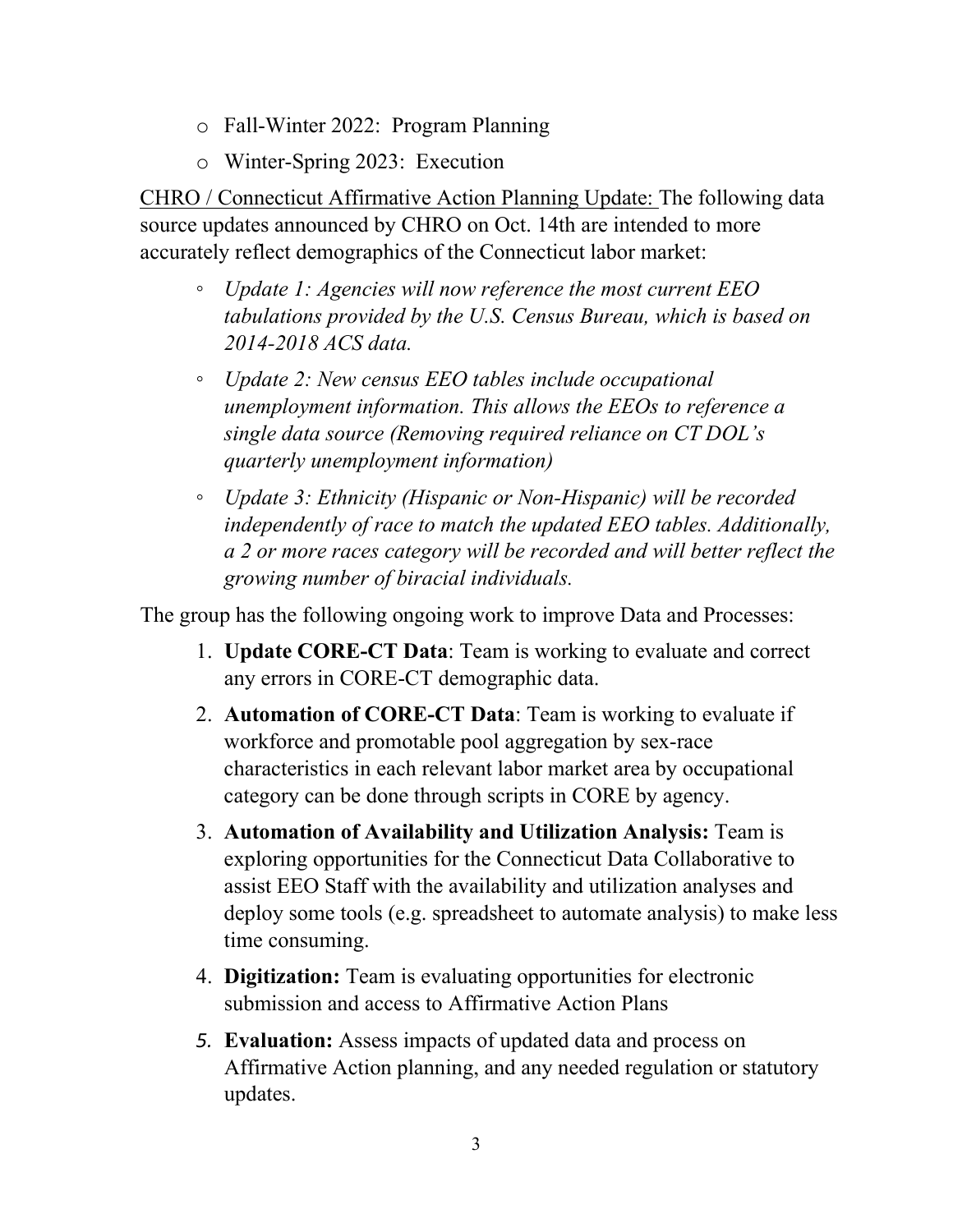- Fall-Winter 2022: Program Planning
- Winter-Spring 2023: Execution

CHRO / Connecticut Affirmative Action Planning Update: The following data source updates announced by CHRO on Oct. 14th are intended to more accurately reflect demographics of the Connecticut labor market:

- *Update 1: Agencies will now reference the most current EEO tabulations provided by the U.S. Census Bureau, which is based on 2014-2018 ACS data.*
- *Update 2: New census EEO tables include occupational unemployment information. This allows the EEOs to reference a single data source (Removing required reliance on CT DOL's quarterly unemployment information)*
- *Update 3: Ethnicity (Hispanic or Non-Hispanic) will be recorded independently of race to match the updated EEO tables. Additionally, a 2 or more races category will be recorded and will better reflect the growing number of biracial individuals.*

The group has the following ongoing work to improve Data and Processes:

1. **Update CORE-CT Data**: Team is working to evaluate and correct any errors in CORE-CT demographic data.
2. **Automation of CORE-CT Data**: Team is working to evaluate if workforce and promotable pool aggregation by sex-race characteristics in each relevant labor market area by occupational category can be done through scripts in CORE by agency.
3. **Automation of Availability and Utilization Analysis:** Team is exploring opportunities for the Connecticut Data Collaborative to assist EEO Staff with the availability and utilization analyses and deploy some tools (e.g. spreadsheet to automate analysis) to make less time consuming.
4. **Digitization:** Team is evaluating opportunities for electronic submission and access to Affirmative Action Plans
5. **Evaluation:** Assess impacts of updated data and process on Affirmative Action planning, and any needed regulation or statutory updates.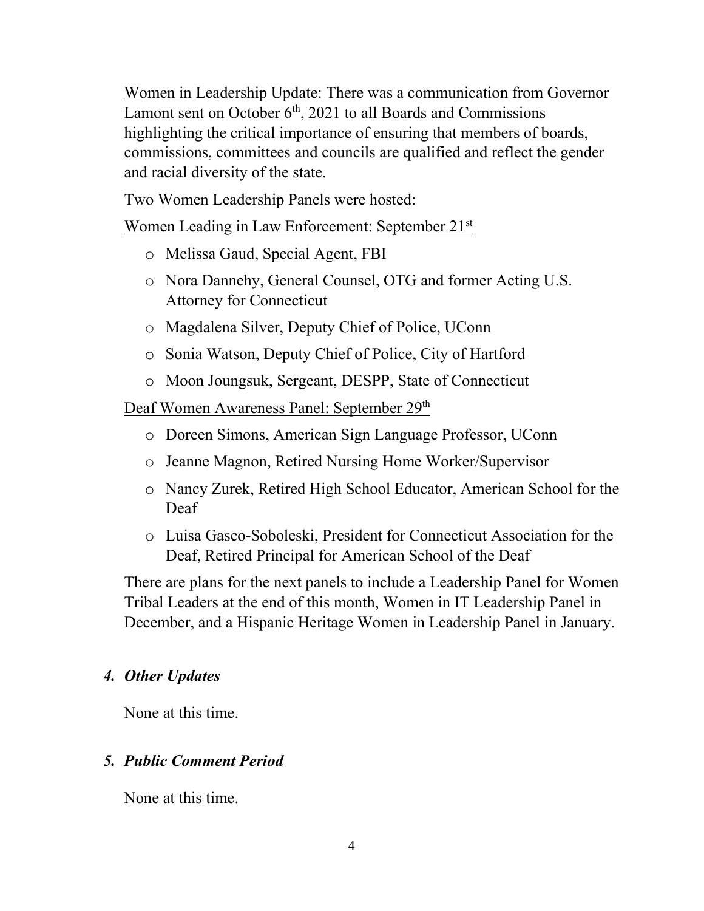<u>Women in Leadership Update:</u> There was a communication from Governor Lamont sent on October 6th, 2021 to all Boards and Commissions highlighting the critical importance of ensuring that members of boards, commissions, committees and councils are qualified and reflect the gender and racial diversity of the state.

Two Women Leadership Panels were hosted:

<u>Women Leading in Law Enforcement: September 21st</u>

- Melissa Gaud, Special Agent, FBI
- Nora Dannehy, General Counsel, OTG and former Acting U.S. Attorney for Connecticut
- Magdalena Silver, Deputy Chief of Police, UConn
- Sonia Watson, Deputy Chief of Police, City of Hartford
- Moon Joungsuk, Sergeant, DESPP, State of Connecticut

<u>Deaf Women Awareness Panel: September 29th</u>

- Doreen Simons, American Sign Language Professor, UConn
- Jeanne Magnon, Retired Nursing Home Worker/Supervisor
- Nancy Zurek, Retired High School Educator, American School for the Deaf
- Luisa Gasco-Soboleski, President for Connecticut Association for the Deaf, Retired Principal for American School of the Deaf

There are plans for the next panels to include a Leadership Panel for Women Tribal Leaders at the end of this month, Women in IT Leadership Panel in December, and a Hispanic Heritage Women in Leadership Panel in January.

### *4. Other Updates*

None at this time.

### *5. Public Comment Period*

None at this time.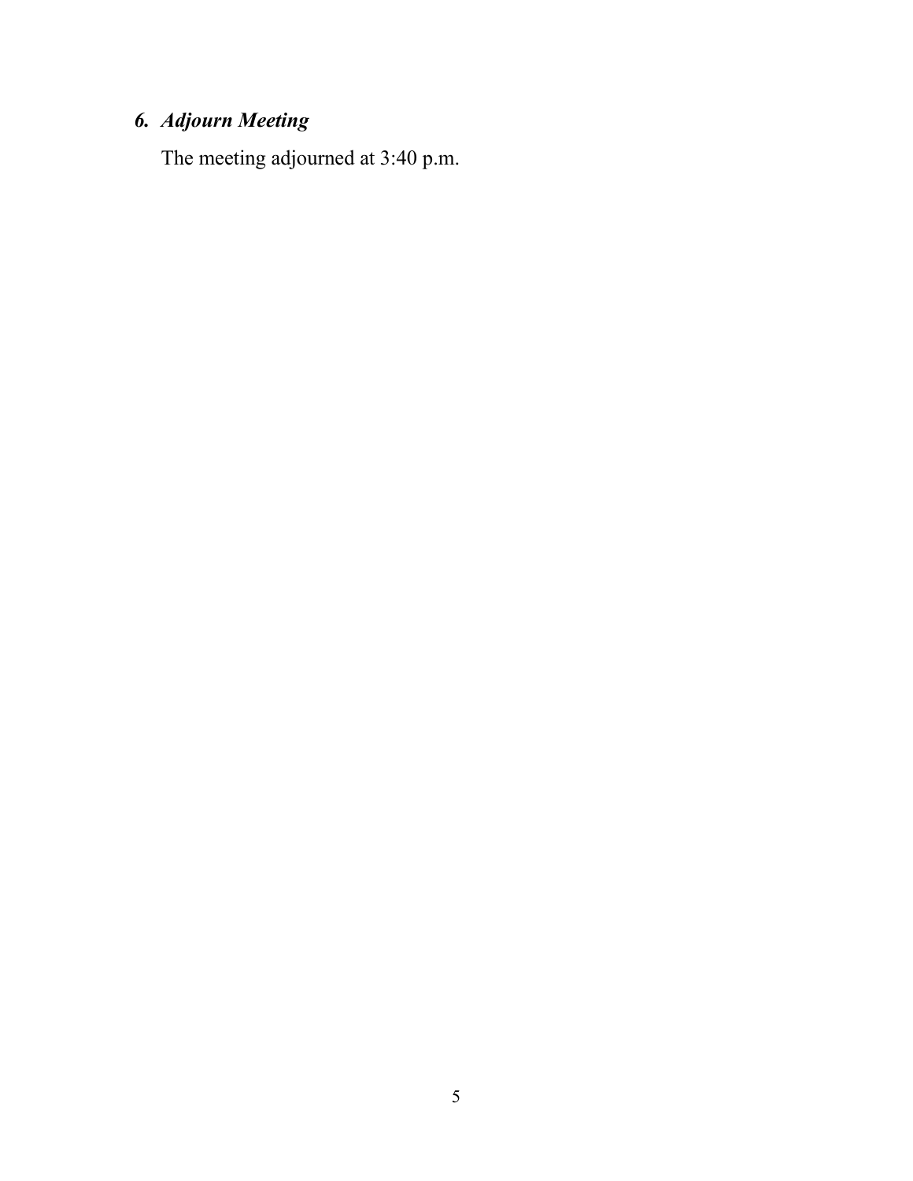### *6. Adjourn Meeting*

The meeting adjourned at 3:40 p.m.